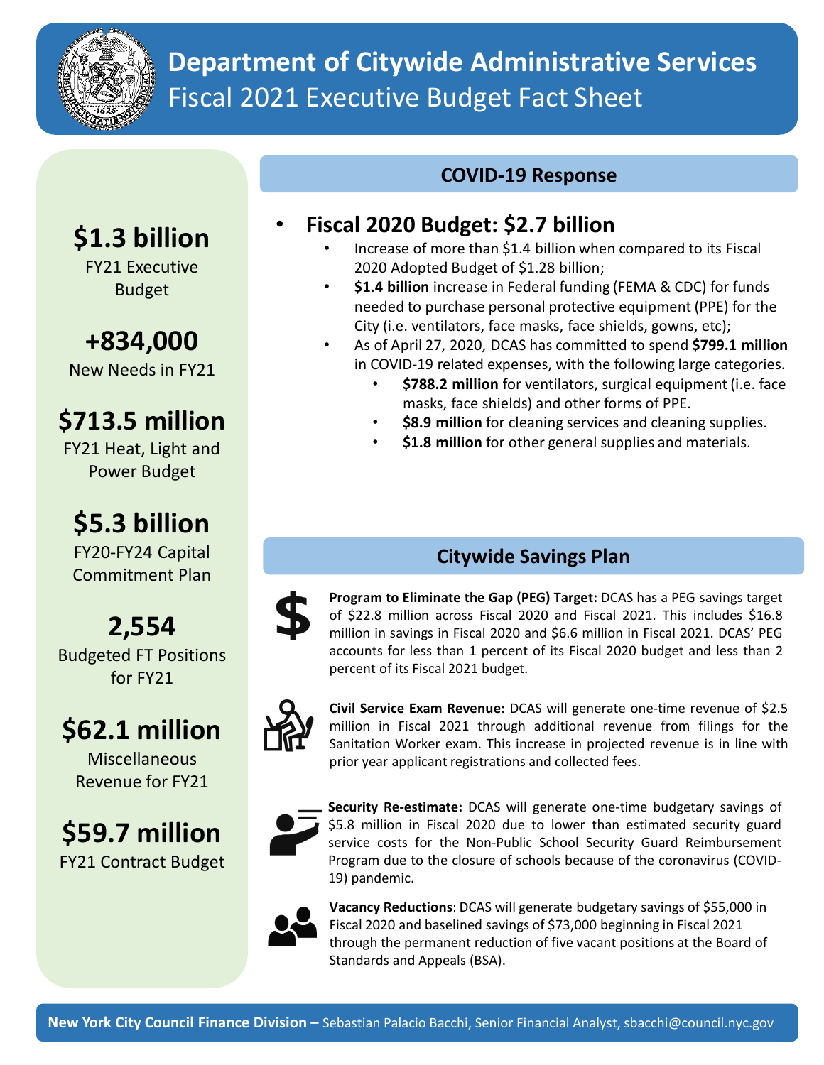# Department of Citywide Administrative Services
## Fiscal 2021 Executive Budget Fact Sheet

**$1.3 billion**
FY21 Executive Budget

**+834,000**
New Needs in FY21

**$713.5 million**
FY21 Heat, Light and Power Budget

**$5.3 billion**
FY20-FY24 Capital Commitment Plan

**2,554**
Budgeted FT Positions for FY21

**$62.1 million**
Miscellaneous Revenue for FY21

**$59.7 million**
FY21 Contract Budget

### COVID-19 Response

- **Fiscal 2020 Budget: $2.7 billion**
  - Increase of more than $1.4 billion when compared to its Fiscal 2020 Adopted Budget of $1.28 billion;
  - **$1.4 billion** increase in Federal funding (FEMA & CDC) for funds needed to purchase personal protective equipment (PPE) for the City (i.e. ventilators, face masks, face shields, gowns, etc);
  - As of April 27, 2020, DCAS has committed to spend **$799.1 million** in COVID-19 related expenses, with the following large categories.
    - **$788.2 million** for ventilators, surgical equipment (i.e. face masks, face shields) and other forms of PPE.
    - **$8.9 million** for cleaning services and cleaning supplies.
    - **$1.8 million** for other general supplies and materials.

### Citywide Savings Plan

**Program to Eliminate the Gap (PEG) Target:** DCAS has a PEG savings target of $22.8 million across Fiscal 2020 and Fiscal 2021. This includes $16.8 million in savings in Fiscal 2020 and $6.6 million in Fiscal 2021. DCAS' PEG accounts for less than 1 percent of its Fiscal 2020 budget and less than 2 percent of its Fiscal 2021 budget.

**Civil Service Exam Revenue:** DCAS will generate one-time revenue of $2.5 million in Fiscal 2021 through additional revenue from filings for the Sanitation Worker exam. This increase in projected revenue is in line with prior year applicant registrations and collected fees.

**Security Re-estimate:** DCAS will generate one-time budgetary savings of $5.8 million in Fiscal 2020 due to lower than estimated security guard service costs for the Non-Public School Security Guard Reimbursement Program due to the closure of schools because of the coronavirus (COVID-19) pandemic.

**Vacancy Reductions**: DCAS will generate budgetary savings of $55,000 in Fiscal 2020 and baselined savings of $73,000 beginning in Fiscal 2021 through the permanent reduction of five vacant positions at the Board of Standards and Appeals (BSA).

**New York City Council Finance Division –** Sebastian Palacio Bacchi, Senior Financial Analyst, sbacchi@council.nyc.gov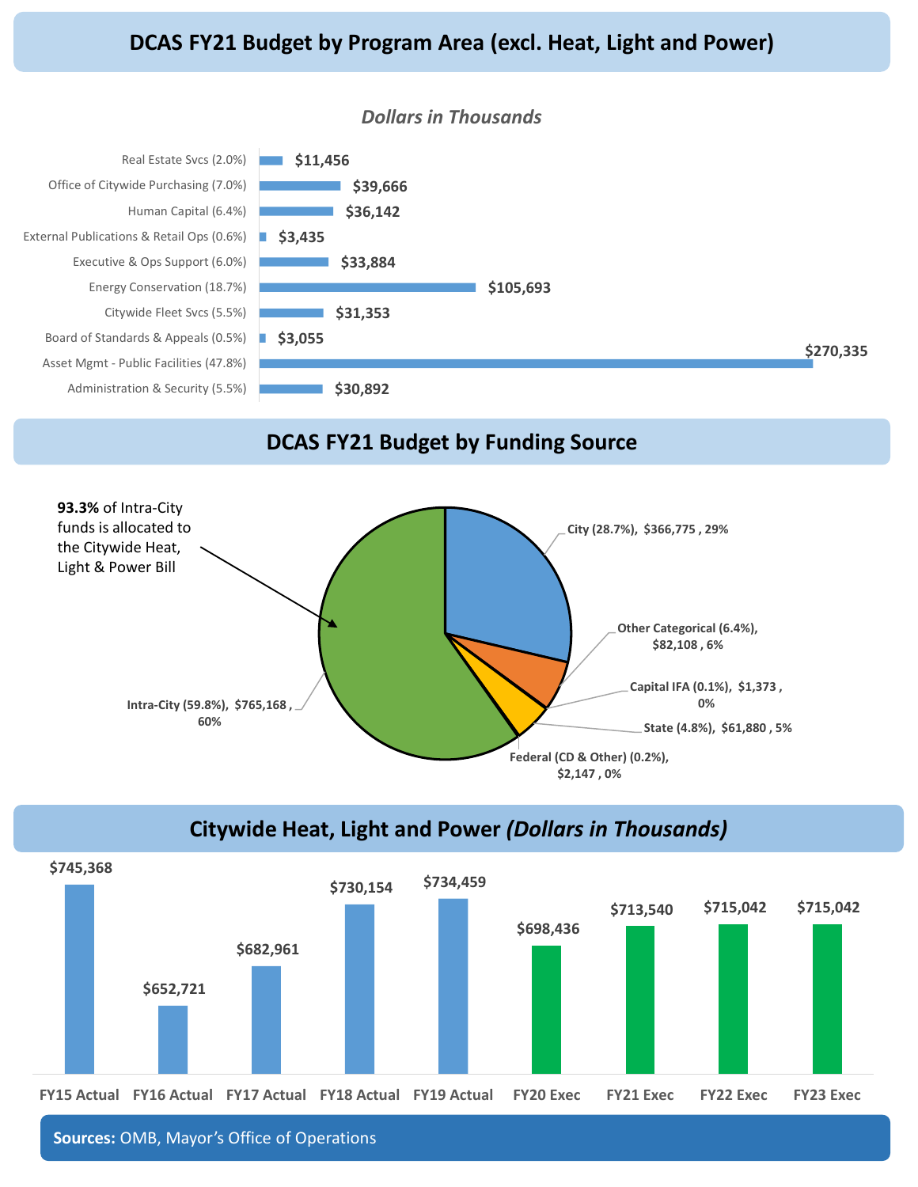## DCAS FY21 Budget by Program Area (excl. Heat, Light and Power)

*Dollars in Thousands*

Real Estate Svcs (2.0%) $11,456
Office of Citywide Purchasing (7.0%) $39,666
Human Capital (6.4%) $36,142
External Publications & Retail Ops (0.6%) $3,435
Executive & Ops Support (6.0%) $33,884
Energy Conservation (18.7%) $105,693
Citywide Fleet Svcs (5.5%) $31,353
Board of Standards & Appeals (0.5%) $3,055
Asset Mgmt - Public Facilities (47.8%) $270,335
Administration & Security (5.5%) $30,892

## DCAS FY21 Budget by Funding Source

**93.3%** of Intra-City funds is allocated to the Citywide Heat, Light & Power Bill

City (28.7%), $366,775 , 29%
Other Categorical (6.4%), $82,108 , 6%
Capital IFA (0.1%), $1,373 , 0%
State (4.8%), $61,880 , 5%
Federal (CD & Other) (0.2%), $2,147 , 0%
Intra-City (59.8%), $765,168 , 60%

## Citywide Heat, Light and Power *(Dollars in Thousands)*

FY15 Actual $745,368
FY16 Actual $652,721
FY17 Actual $682,961
FY18 Actual $730,154
FY19 Actual $734,459
FY20 Exec $698,436
FY21 Exec $713,540
FY22 Exec $715,042
FY23 Exec $715,042

**Sources:** OMB, Mayor's Office of Operations